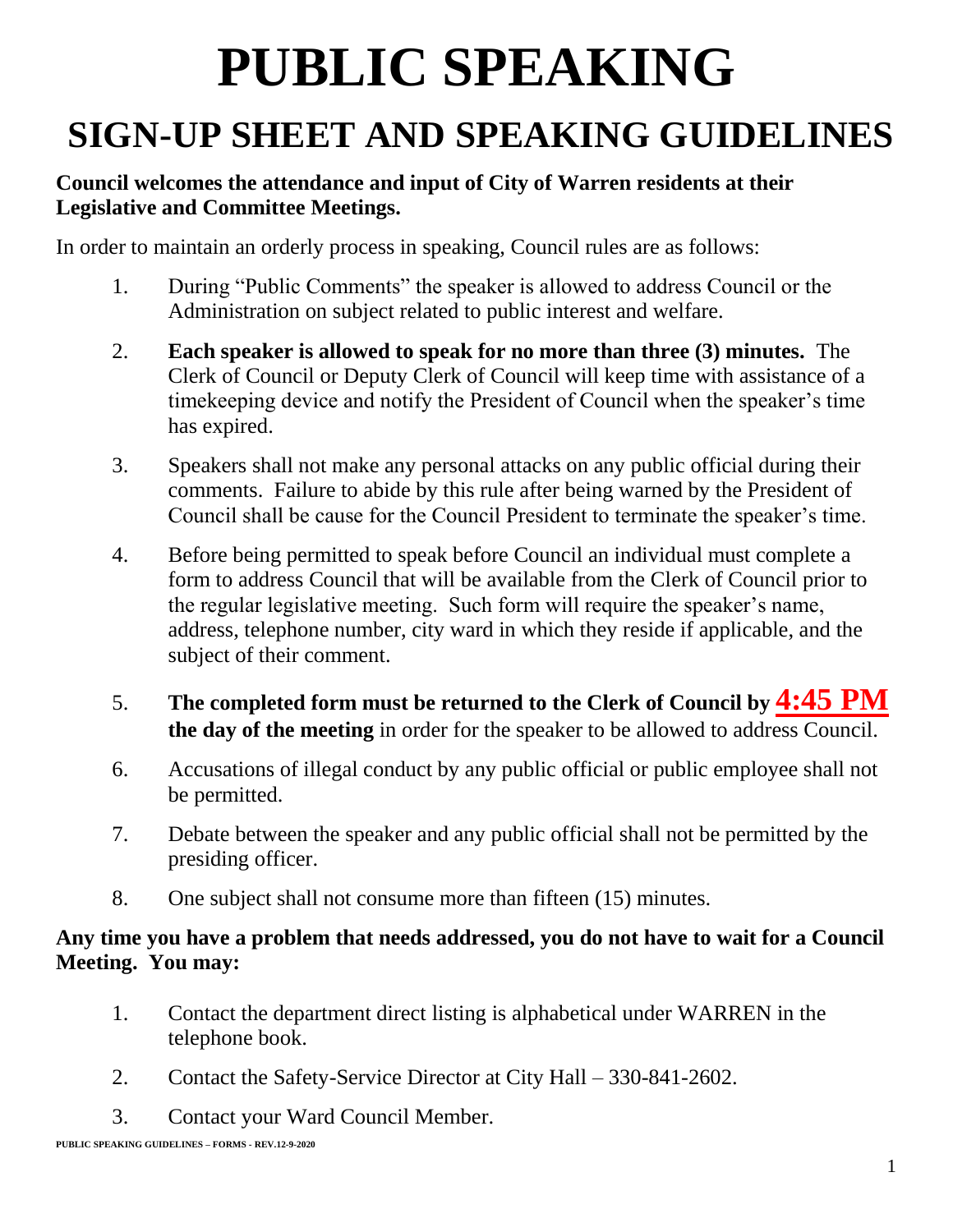# PUBLIC SPEAKING

## SIGN-UP SHEET AND SPEAKING GUIDELINES

**Council welcomes the attendance and input of City of Warren residents at their Legislative and Committee Meetings.**

In order to maintain an orderly process in speaking, Council rules are as follows:

1. During "Public Comments" the speaker is allowed to address Council or the Administration on subject related to public interest and welfare.
2. **Each speaker is allowed to speak for no more than three (3) minutes.** The Clerk of Council or Deputy Clerk of Council will keep time with assistance of a timekeeping device and notify the President of Council when the speaker's time has expired.
3. Speakers shall not make any personal attacks on any public official during their comments. Failure to abide by this rule after being warned by the President of Council shall be cause for the Council President to terminate the speaker's time.
4. Before being permitted to speak before Council an individual must complete a form to address Council that will be available from the Clerk of Council prior to the regular legislative meeting. Such form will require the speaker's name, address, telephone number, city ward in which they reside if applicable, and the subject of their comment.
5. **The completed form must be returned to the Clerk of Council by 4:45 PM the day of the meeting** in order for the speaker to be allowed to address Council.
6. Accusations of illegal conduct by any public official or public employee shall not be permitted.
7. Debate between the speaker and any public official shall not be permitted by the presiding officer.
8. One subject shall not consume more than fifteen (15) minutes.

**Any time you have a problem that needs addressed, you do not have to wait for a Council Meeting. You may:**

1. Contact the department direct listing is alphabetical under WARREN in the telephone book.
2. Contact the Safety-Service Director at City Hall – 330-841-2602.
3. Contact your Ward Council Member.

PUBLIC SPEAKING GUIDELINES – FORMS - REV.12-9-2020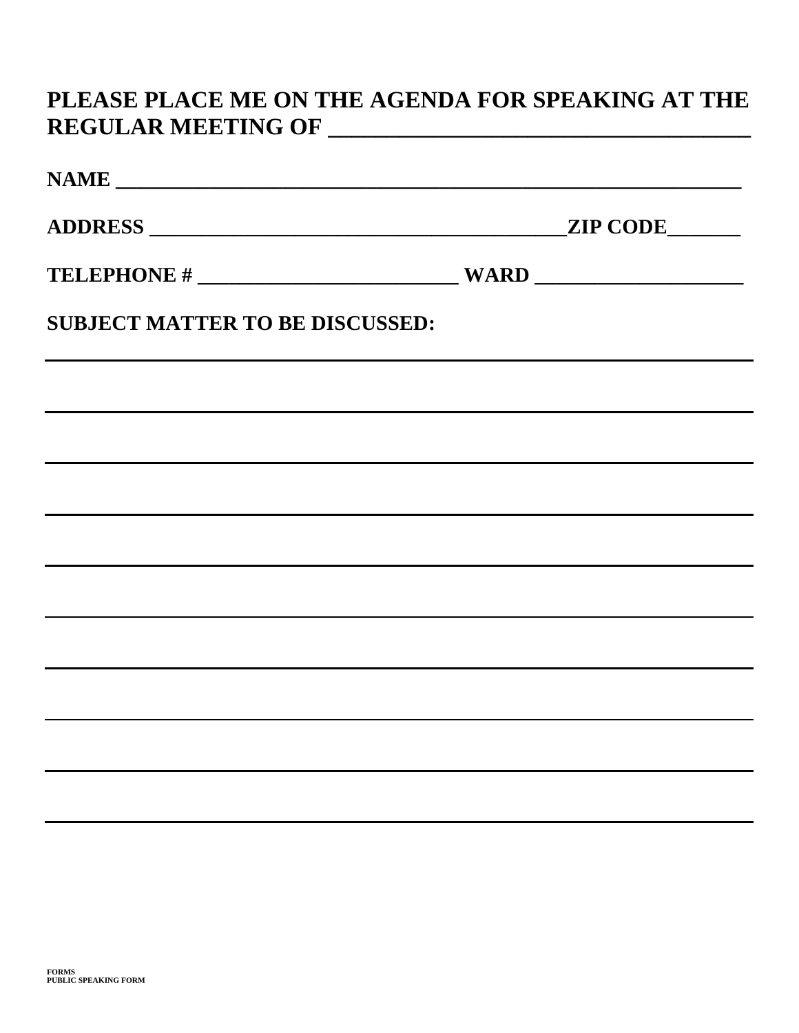**PLEASE PLACE ME ON THE AGENDA FOR SPEAKING AT THE REGULAR MEETING OF ____________________________________**

**NAME _____________________________________________________________**

**ADDRESS ________________________________________ZIP CODE_______**

**TELEPHONE # _________________________ WARD ____________________**

**SUBJECT MATTER TO BE DISCUSSED:**

______________________________________________________________________

______________________________________________________________________

______________________________________________________________________

______________________________________________________________________

______________________________________________________________________

______________________________________________________________________

______________________________________________________________________

______________________________________________________________________

______________________________________________________________________

______________________________________________________________________

FORMS
PUBLIC SPEAKING FORM